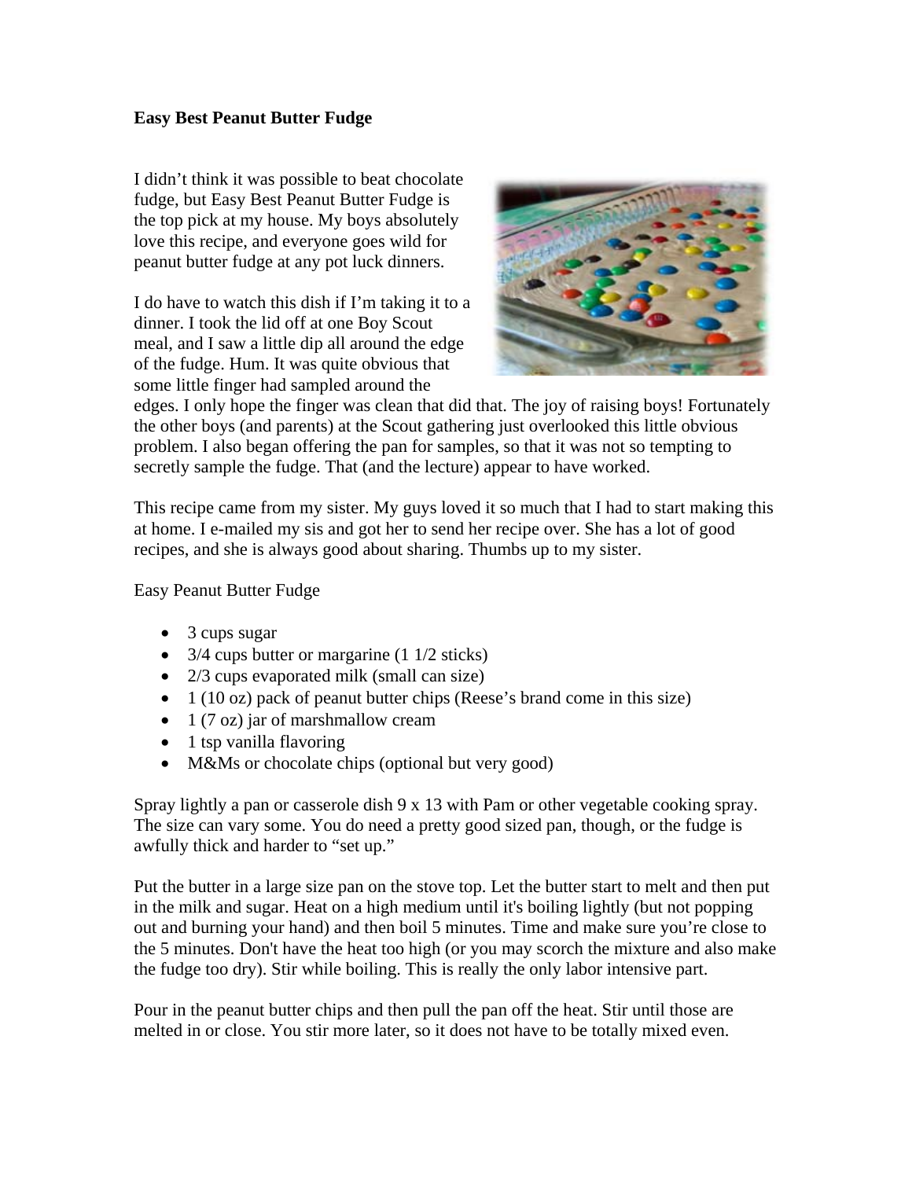**Easy Best Peanut Butter Fudge**

I didn't think it was possible to beat chocolate fudge, but Easy Best Peanut Butter Fudge is the top pick at my house. My boys absolutely love this recipe, and everyone goes wild for peanut butter fudge at any pot luck dinners.

I do have to watch this dish if I'm taking it to a dinner. I took the lid off at one Boy Scout meal, and I saw a little dip all around the edge of the fudge. Hum. It was quite obvious that some little finger had sampled around the edges. I only hope the finger was clean that did that. The joy of raising boys! Fortunately the other boys (and parents) at the Scout gathering just overlooked this little obvious problem. I also began offering the pan for samples, so that it was not so tempting to secretly sample the fudge. That (and the lecture) appear to have worked.

This recipe came from my sister. My guys loved it so much that I had to start making this at home. I e-mailed my sis and got her to send her recipe over. She has a lot of good recipes, and she is always good about sharing. Thumbs up to my sister.

Easy Peanut Butter Fudge

- 3 cups sugar
- 3/4 cups butter or margarine (1 1/2 sticks)
- 2/3 cups evaporated milk (small can size)
- 1 (10 oz) pack of peanut butter chips (Reese's brand come in this size)
- 1 (7 oz) jar of marshmallow cream
- 1 tsp vanilla flavoring
- M&Ms or chocolate chips (optional but very good)

Spray lightly a pan or casserole dish 9 x 13 with Pam or other vegetable cooking spray. The size can vary some. You do need a pretty good sized pan, though, or the fudge is awfully thick and harder to "set up."

Put the butter in a large size pan on the stove top. Let the butter start to melt and then put in the milk and sugar. Heat on a high medium until it's boiling lightly (but not popping out and burning your hand) and then boil 5 minutes. Time and make sure you're close to the 5 minutes. Don't have the heat too high (or you may scorch the mixture and also make the fudge too dry). Stir while boiling. This is really the only labor intensive part.

Pour in the peanut butter chips and then pull the pan off the heat. Stir until those are melted in or close. You stir more later, so it does not have to be totally mixed even.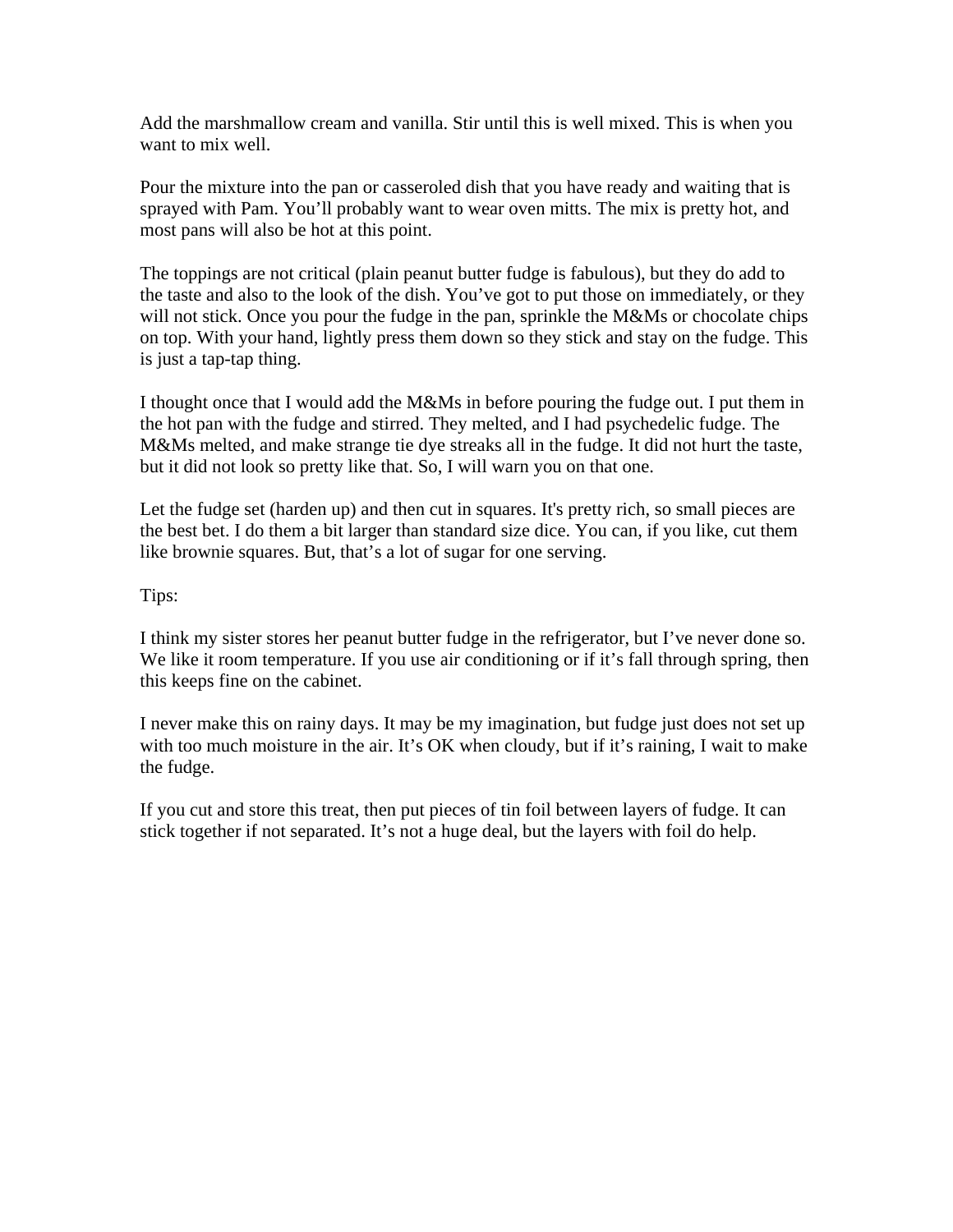Add the marshmallow cream and vanilla. Stir until this is well mixed. This is when you want to mix well.

Pour the mixture into the pan or casseroled dish that you have ready and waiting that is sprayed with Pam. You'll probably want to wear oven mitts. The mix is pretty hot, and most pans will also be hot at this point.

The toppings are not critical (plain peanut butter fudge is fabulous), but they do add to the taste and also to the look of the dish. You've got to put those on immediately, or they will not stick. Once you pour the fudge in the pan, sprinkle the M&Ms or chocolate chips on top. With your hand, lightly press them down so they stick and stay on the fudge. This is just a tap-tap thing.

I thought once that I would add the M&Ms in before pouring the fudge out. I put them in the hot pan with the fudge and stirred. They melted, and I had psychedelic fudge. The M&Ms melted, and make strange tie dye streaks all in the fudge. It did not hurt the taste, but it did not look so pretty like that. So, I will warn you on that one.

Let the fudge set (harden up) and then cut in squares. It's pretty rich, so small pieces are the best bet. I do them a bit larger than standard size dice. You can, if you like, cut them like brownie squares. But, that's a lot of sugar for one serving.

Tips:

I think my sister stores her peanut butter fudge in the refrigerator, but I've never done so. We like it room temperature. If you use air conditioning or if it's fall through spring, then this keeps fine on the cabinet.

I never make this on rainy days. It may be my imagination, but fudge just does not set up with too much moisture in the air. It's OK when cloudy, but if it's raining, I wait to make the fudge.

If you cut and store this treat, then put pieces of tin foil between layers of fudge. It can stick together if not separated. It's not a huge deal, but the layers with foil do help.